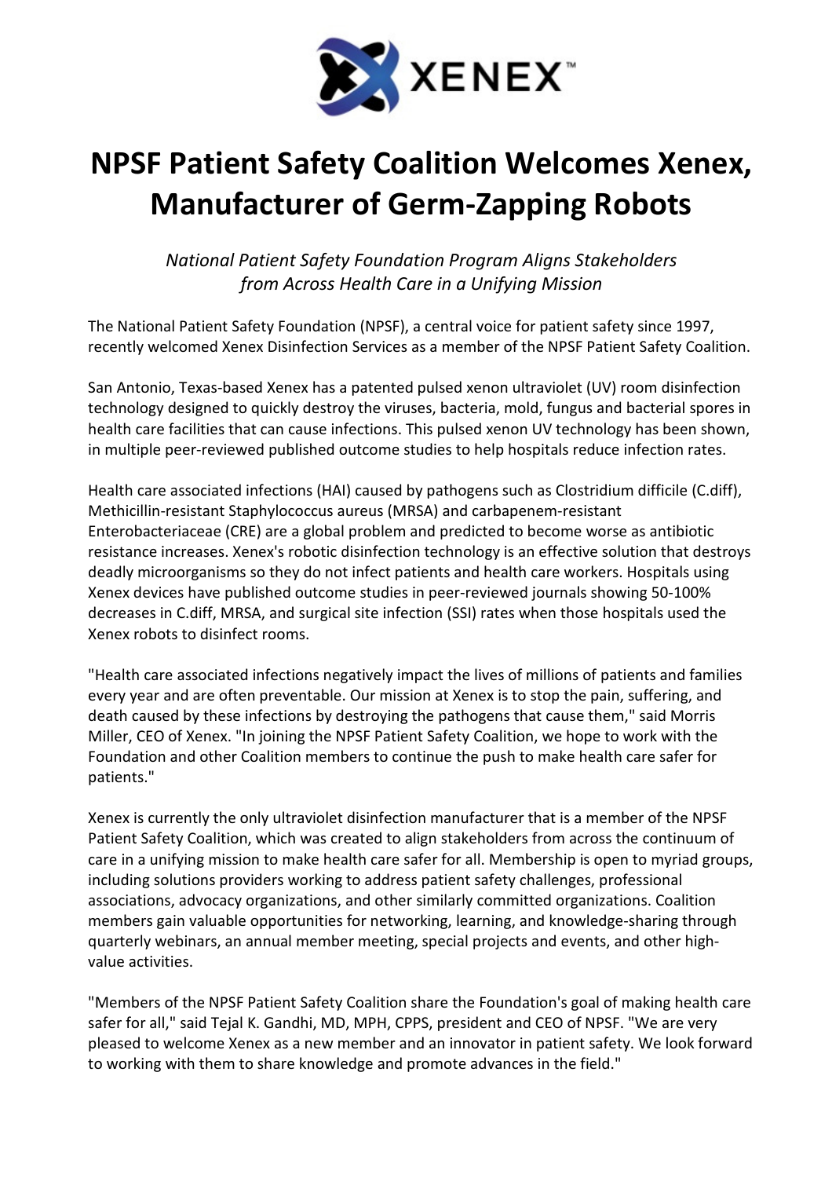# NPSF Patient Safety Coalition Welcomes Xenex, Manufacturer of Germ-Zapping Robots

*National Patient Safety Foundation Program Aligns Stakeholders from Across Health Care in a Unifying Mission*

The National Patient Safety Foundation (NPSF), a central voice for patient safety since 1997, recently welcomed Xenex Disinfection Services as a member of the NPSF Patient Safety Coalition.

San Antonio, Texas-based Xenex has a patented pulsed xenon ultraviolet (UV) room disinfection technology designed to quickly destroy the viruses, bacteria, mold, fungus and bacterial spores in health care facilities that can cause infections. This pulsed xenon UV technology has been shown, in multiple peer-reviewed published outcome studies to help hospitals reduce infection rates.

Health care associated infections (HAI) caused by pathogens such as Clostridium difficile (C.diff), Methicillin-resistant Staphylococcus aureus (MRSA) and carbapenem-resistant Enterobacteriaceae (CRE) are a global problem and predicted to become worse as antibiotic resistance increases. Xenex's robotic disinfection technology is an effective solution that destroys deadly microorganisms so they do not infect patients and health care workers. Hospitals using Xenex devices have published outcome studies in peer-reviewed journals showing 50-100% decreases in C.diff, MRSA, and surgical site infection (SSI) rates when those hospitals used the Xenex robots to disinfect rooms.

"Health care associated infections negatively impact the lives of millions of patients and families every year and are often preventable. Our mission at Xenex is to stop the pain, suffering, and death caused by these infections by destroying the pathogens that cause them," said Morris Miller, CEO of Xenex. "In joining the NPSF Patient Safety Coalition, we hope to work with the Foundation and other Coalition members to continue the push to make health care safer for patients."

Xenex is currently the only ultraviolet disinfection manufacturer that is a member of the NPSF Patient Safety Coalition, which was created to align stakeholders from across the continuum of care in a unifying mission to make health care safer for all. Membership is open to myriad groups, including solutions providers working to address patient safety challenges, professional associations, advocacy organizations, and other similarly committed organizations. Coalition members gain valuable opportunities for networking, learning, and knowledge-sharing through quarterly webinars, an annual member meeting, special projects and events, and other high-value activities.

"Members of the NPSF Patient Safety Coalition share the Foundation's goal of making health care safer for all," said Tejal K. Gandhi, MD, MPH, CPPS, president and CEO of NPSF. "We are very pleased to welcome Xenex as a new member and an innovator in patient safety. We look forward to working with them to share knowledge and promote advances in the field."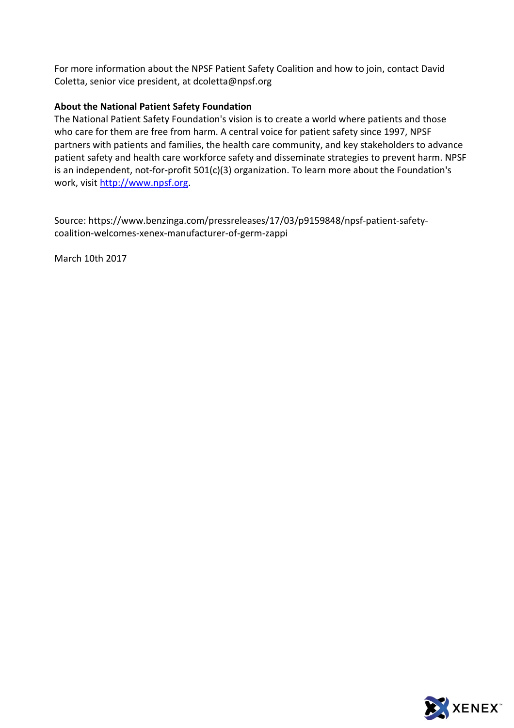For more information about the NPSF Patient Safety Coalition and how to join, contact David Coletta, senior vice president, at dcoletta@npsf.org

**About the National Patient Safety Foundation**

The National Patient Safety Foundation's vision is to create a world where patients and those who care for them are free from harm. A central voice for patient safety since 1997, NPSF partners with patients and families, the health care community, and key stakeholders to advance patient safety and health care workforce safety and disseminate strategies to prevent harm. NPSF is an independent, not-for-profit 501(c)(3) organization. To learn more about the Foundation's work, visit [http://www.npsf.org](http://www.npsf.org).

Source: https://www.benzinga.com/pressreleases/17/03/p9159848/npsf-patient-safety-coalition-welcomes-xenex-manufacturer-of-germ-zappi

March 10th 2017